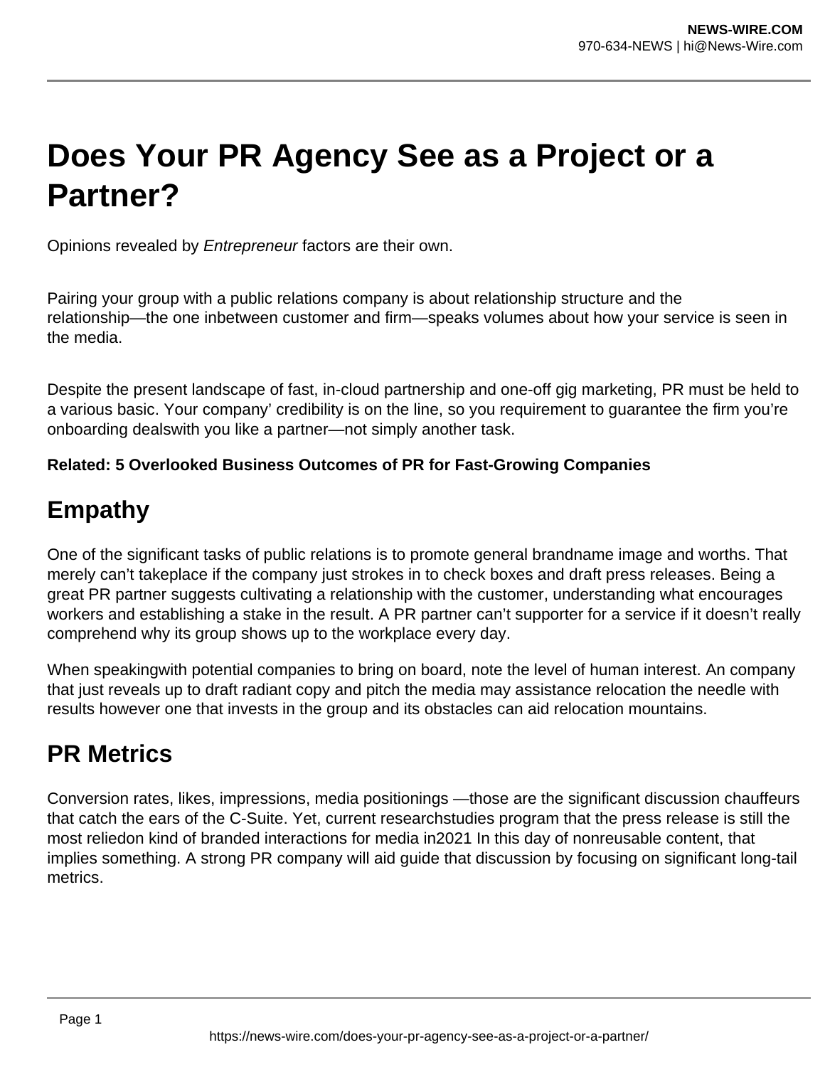# Does Your PR Agency See as a Project or a Partner?

Opinions revealed by *Entrepreneur* factors are their own.

Pairing your group with a public relations company is about relationship structure and the relationship—the one inbetween customer and firm—speaks volumes about how your service is seen in the media.

Despite the present landscape of fast, in-cloud partnership and one-off gig marketing, PR must be held to a various basic. Your company' credibility is on the line, so you requirement to guarantee the firm you're onboarding dealswith you like a partner—not simply another task.

**Related: 5 Overlooked Business Outcomes of PR for Fast-Growing Companies**

## Empathy

One of the significant tasks of public relations is to promote general brandname image and worths. That merely can't takeplace if the company just strokes in to check boxes and draft press releases. Being a great PR partner suggests cultivating a relationship with the customer, understanding what encourages workers and establishing a stake in the result. A PR partner can't supporter for a service if it doesn't really comprehend why its group shows up to the workplace every day.

When speakingwith potential companies to bring on board, note the level of human interest. An company that just reveals up to draft radiant copy and pitch the media may assistance relocation the needle with results however one that invests in the group and its obstacles can aid relocation mountains.

## PR Metrics

Conversion rates, likes, impressions, media positionings —those are the significant discussion chauffeurs that catch the ears of the C-Suite. Yet, current researchstudies program that the press release is still the most reliedon kind of branded interactions for media in2021 In this day of nonreusable content, that implies something. A strong PR company will aid guide that discussion by focusing on significant long-tail metrics.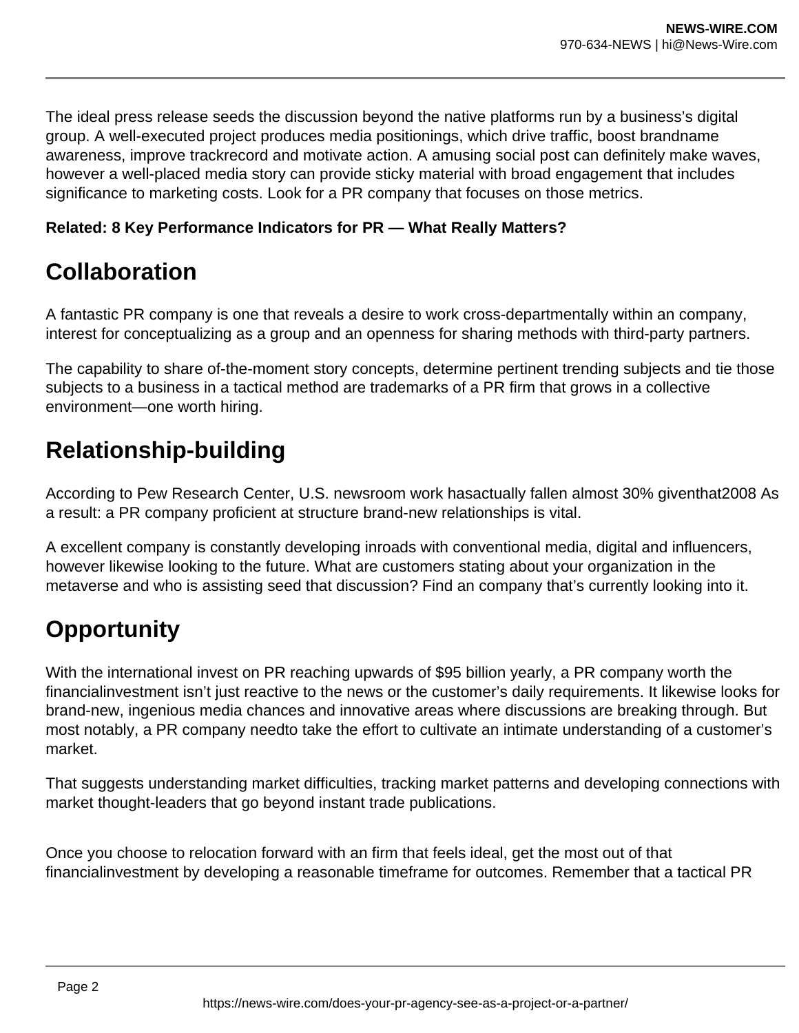The ideal press release seeds the discussion beyond the native platforms run by a business's digital group. A well-executed project produces media positionings, which drive traffic, boost brandname awareness, improve trackrecord and motivate action. A amusing social post can definitely make waves, however a well-placed media story can provide sticky material with broad engagement that includes significance to marketing costs. Look for a PR company that focuses on those metrics.

**Related: 8 Key Performance Indicators for PR — What Really Matters?**

## Collaboration

A fantastic PR company is one that reveals a desire to work cross-departmentally within an company, interest for conceptualizing as a group and an openness for sharing methods with third-party partners.

The capability to share of-the-moment story concepts, determine pertinent trending subjects and tie those subjects to a business in a tactical method are trademarks of a PR firm that grows in a collective environment—one worth hiring.

## Relationship-building

According to Pew Research Center, U.S. newsroom work hasactually fallen almost 30% giventhat2008 As a result: a PR company proficient at structure brand-new relationships is vital.

A excellent company is constantly developing inroads with conventional media, digital and influencers, however likewise looking to the future. What are customers stating about your organization in the metaverse and who is assisting seed that discussion? Find an company that's currently looking into it.

## Opportunity

With the international invest on PR reaching upwards of $95 billion yearly, a PR company worth the financialinvestment isn't just reactive to the news or the customer's daily requirements. It likewise looks for brand-new, ingenious media chances and innovative areas where discussions are breaking through. But most notably, a PR company needto take the effort to cultivate an intimate understanding of a customer's market.

That suggests understanding market difficulties, tracking market patterns and developing connections with market thought-leaders that go beyond instant trade publications.

Once you choose to relocation forward with an firm that feels ideal, get the most out of that financialinvestment by developing a reasonable timeframe for outcomes. Remember that a tactical PR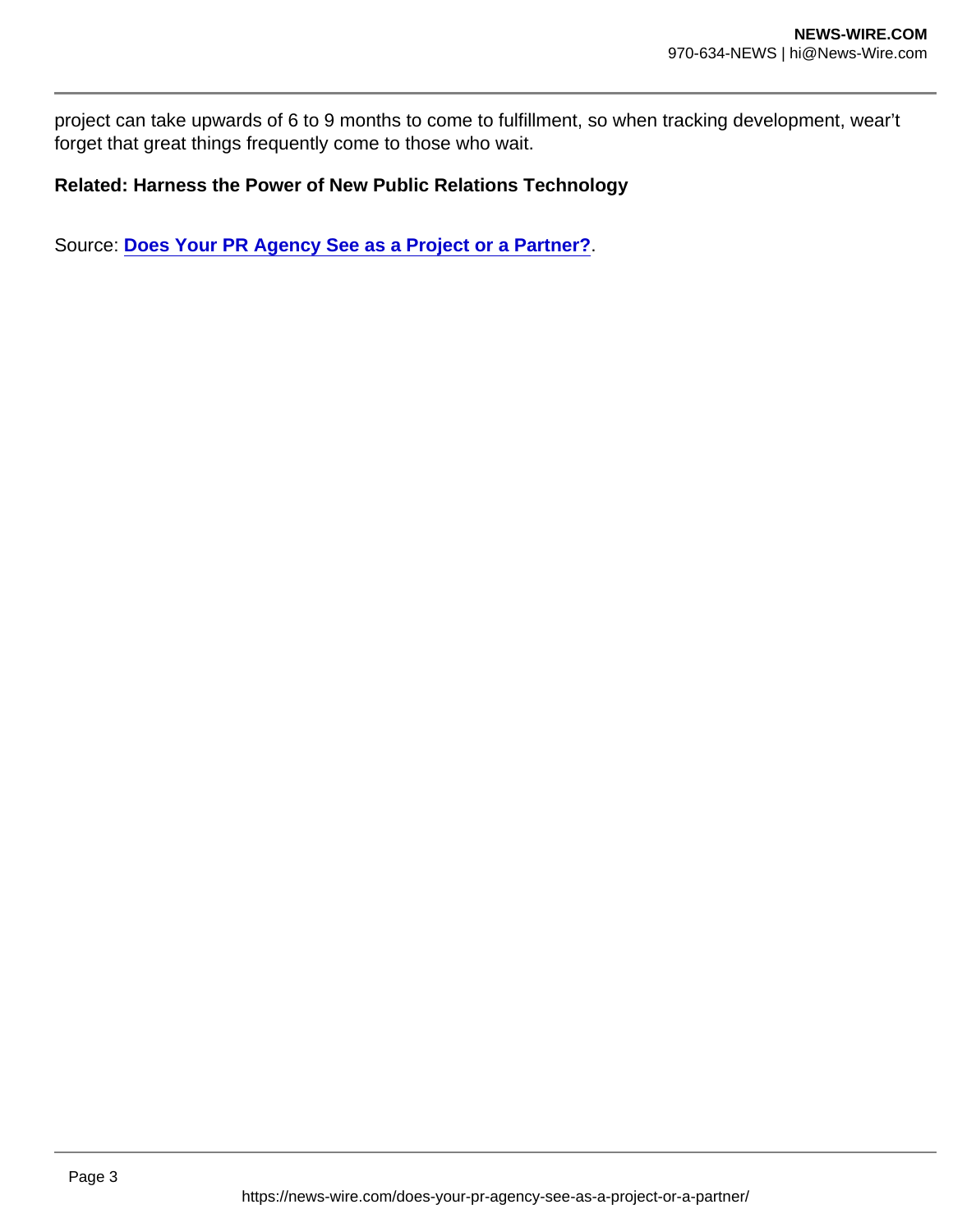project can take upwards of 6 to 9 months to come to fulfillment, so when tracking development, wear't forget that great things frequently come to those who wait.

**Related: Harness the Power of New Public Relations Technology**

Source: **Does Your PR Agency See as a Project or a Partner?**.